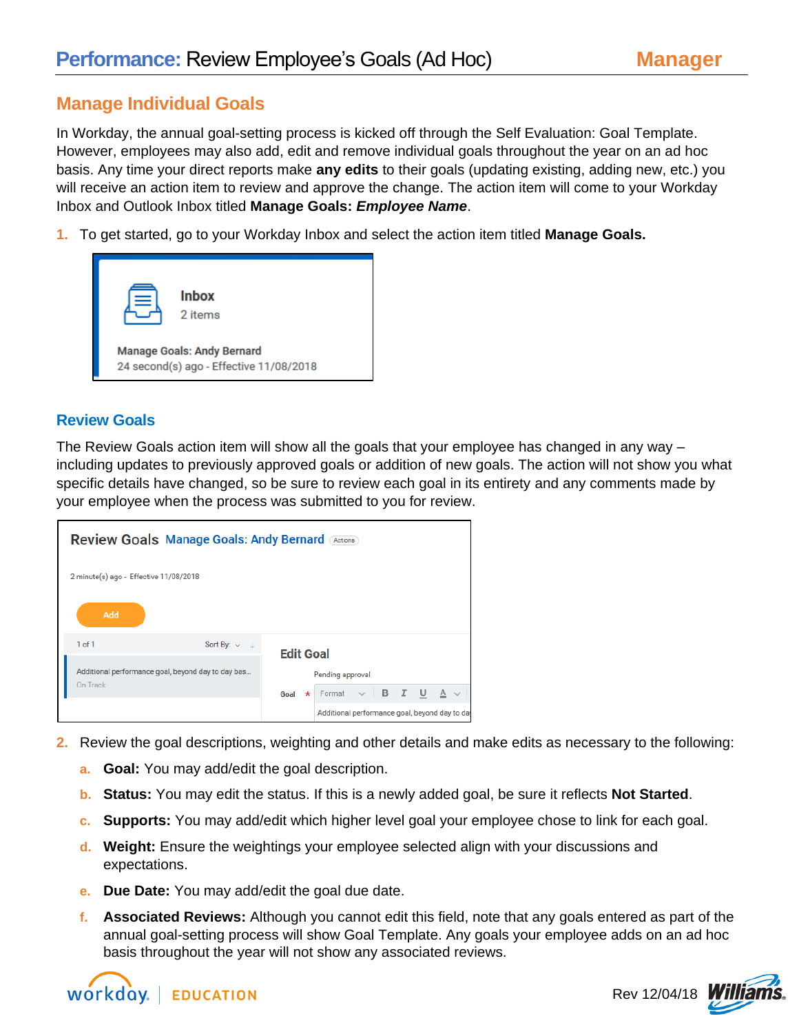# Performance: Review Employee's Goals (Ad Hoc) — Manager

## Manage Individual Goals

In Workday, the annual goal-setting process is kicked off through the Self Evaluation: Goal Template. However, employees may also add, edit and remove individual goals throughout the year on an ad hoc basis. Any time your direct reports make **any edits** to their goals (updating existing, adding new, etc.) you will receive an action item to review and approve the change. The action item will come to your Workday Inbox and Outlook Inbox titled **Manage Goals: *Employee Name***.

1. To get started, go to your Workday Inbox and select the action item titled **Manage Goals.**

## Review Goals

The Review Goals action item will show all the goals that your employee has changed in any way – including updates to previously approved goals or addition of new goals. The action will not show you what specific details have changed, so be sure to review each goal in its entirety and any comments made by your employee when the process was submitted to you for review.

2. Review the goal descriptions, weighting and other details and make edits as necessary to the following:
   a. **Goal:** You may add/edit the goal description.
   b. **Status:** You may edit the status. If this is a newly added goal, be sure it reflects **Not Started**.
   c. **Supports:** You may add/edit which higher level goal your employee chose to link for each goal.
   d. **Weight:** Ensure the weightings your employee selected align with your discussions and expectations.
   e. **Due Date:** You may add/edit the goal due date.
   f. **Associated Reviews:** Although you cannot edit this field, note that any goals entered as part of the annual goal-setting process will show Goal Template. Any goals your employee adds on an ad hoc basis throughout the year will not show any associated reviews.

Rev 12/04/18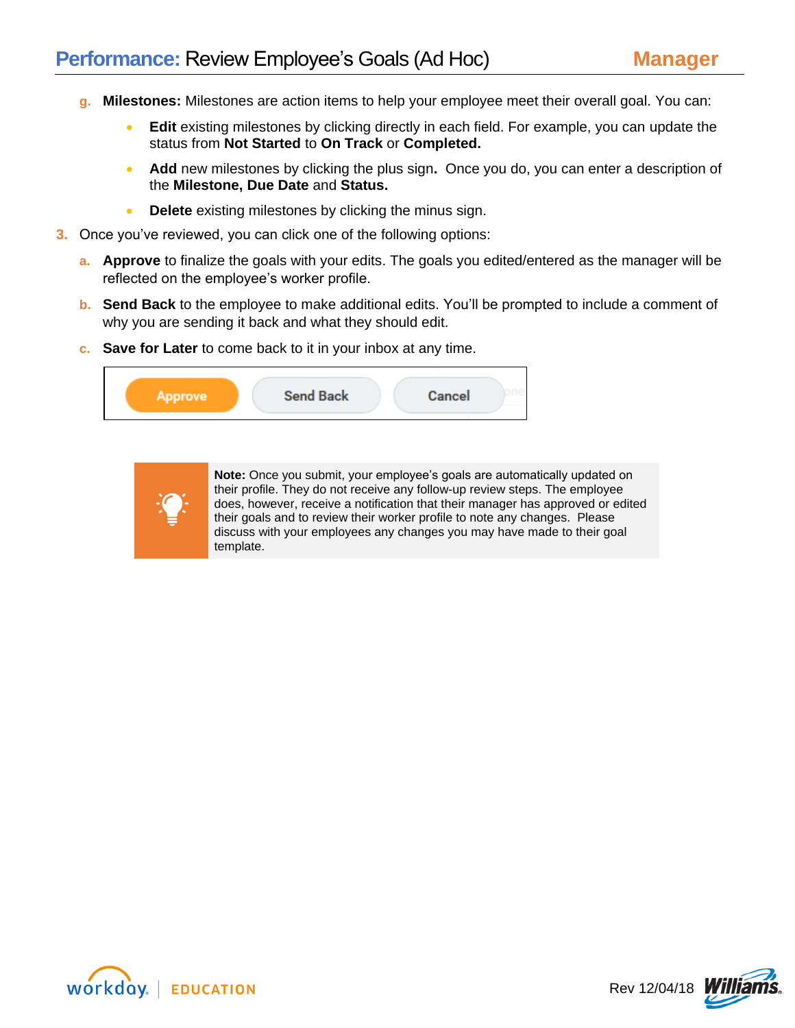g. **Milestones:** Milestones are action items to help your employee meet their overall goal. You can:

   - **Edit** existing milestones by clicking directly in each field. For example, you can update the status from **Not Started** to **On Track** or **Completed.**
   - **Add** new milestones by clicking the plus sign**.** Once you do, you can enter a description of the **Milestone, Due Date** and **Status.**
   - **Delete** existing milestones by clicking the minus sign.

3. Once you've reviewed, you can click one of the following options:

   a. **Approve** to finalize the goals with your edits. The goals you edited/entered as the manager will be reflected on the employee's worker profile.

   b. **Send Back** to the employee to make additional edits. You'll be prompted to include a comment of why you are sending it back and what they should edit.

   c. **Save for Later** to come back to it in your inbox at any time.

Approve | Send Back | Cancel

**Note:** Once you submit, your employee's goals are automatically updated on their profile. They do not receive any follow-up review steps. The employee does, however, receive a notification that their manager has approved or edited their goals and to review their worker profile to note any changes. Please discuss with your employees any changes you may have made to their goal template.